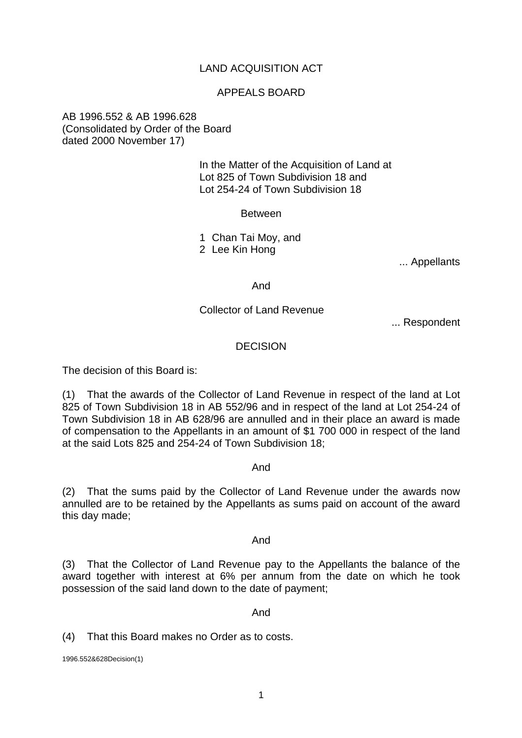LAND ACQUISITION ACT

APPEALS BOARD

AB 1996.552 & AB 1996.628
(Consolidated by Order of the Board
dated 2000 November 17)

In the Matter of the Acquisition of Land at
Lot 825 of Town Subdivision 18 and
Lot 254-24 of Town Subdivision 18

Between

1 Chan Tai Moy, and
2 Lee Kin Hong

... Appellants

And

Collector of Land Revenue

... Respondent

## DECISION

The decision of this Board is:

(1) That the awards of the Collector of Land Revenue in respect of the land at Lot 825 of Town Subdivision 18 in AB 552/96 and in respect of the land at Lot 254-24 of Town Subdivision 18 in AB 628/96 are annulled and in their place an award is made of compensation to the Appellants in an amount of $1 700 000 in respect of the land at the said Lots 825 and 254-24 of Town Subdivision 18;

And

(2) That the sums paid by the Collector of Land Revenue under the awards now annulled are to be retained by the Appellants as sums paid on account of the award this day made;

And

(3) That the Collector of Land Revenue pay to the Appellants the balance of the award together with interest at 6% per annum from the date on which he took possession of the said land down to the date of payment;

And

(4) That this Board makes no Order as to costs.

1996.552&628Decision(1)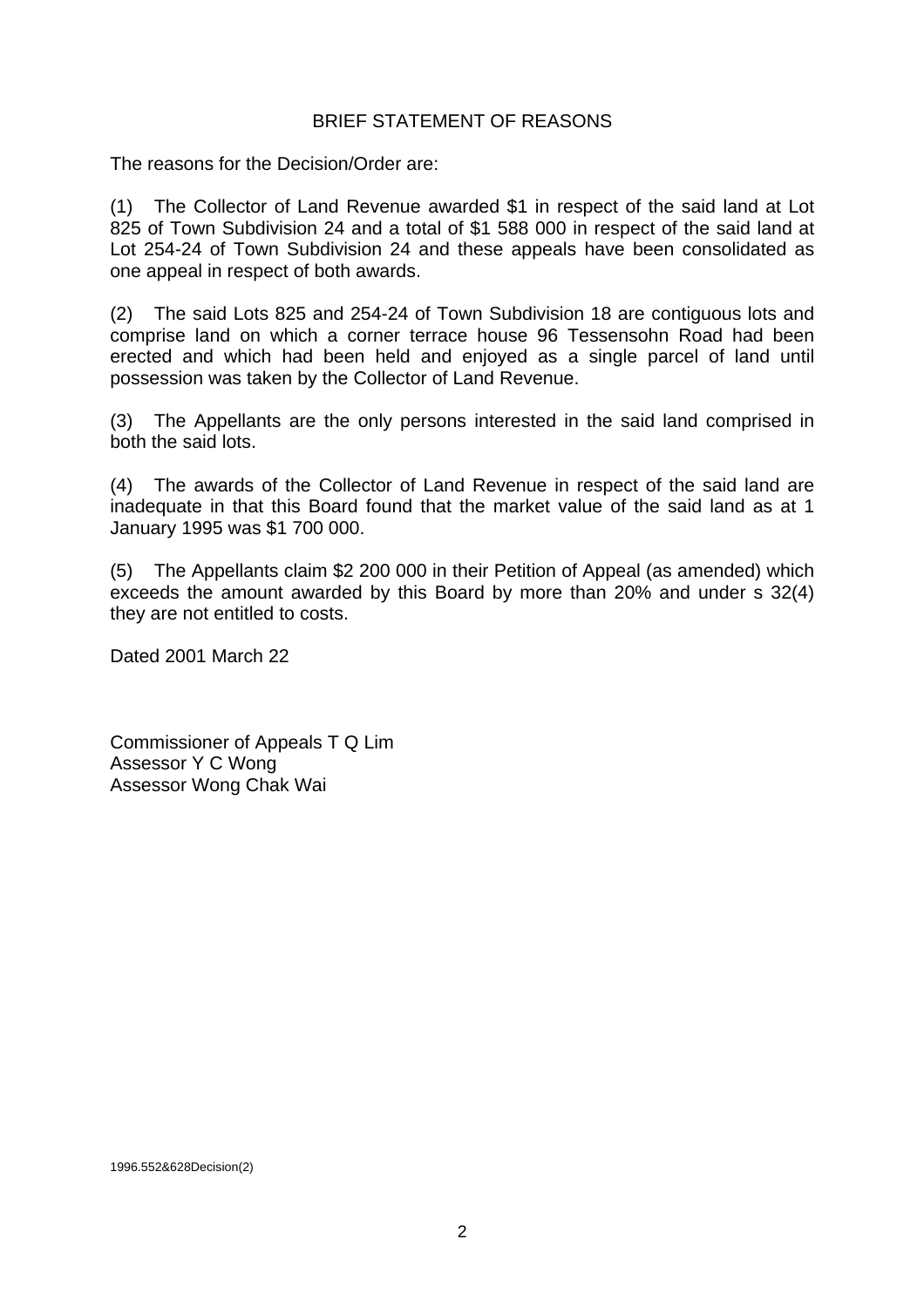BRIEF STATEMENT OF REASONS

The reasons for the Decision/Order are:

(1) The Collector of Land Revenue awarded $1 in respect of the said land at Lot 825 of Town Subdivision 24 and a total of $1 588 000 in respect of the said land at Lot 254-24 of Town Subdivision 24 and these appeals have been consolidated as one appeal in respect of both awards.

(2) The said Lots 825 and 254-24 of Town Subdivision 18 are contiguous lots and comprise land on which a corner terrace house 96 Tessensohn Road had been erected and which had been held and enjoyed as a single parcel of land until possession was taken by the Collector of Land Revenue.

(3) The Appellants are the only persons interested in the said land comprised in both the said lots.

(4) The awards of the Collector of Land Revenue in respect of the said land are inadequate in that this Board found that the market value of the said land as at 1 January 1995 was $1 700 000.

(5) The Appellants claim $2 200 000 in their Petition of Appeal (as amended) which exceeds the amount awarded by this Board by more than 20% and under s 32(4) they are not entitled to costs.

Dated 2001 March 22

Commissioner of Appeals T Q Lim
Assessor Y C Wong
Assessor Wong Chak Wai

1996.552&628Decision(2)